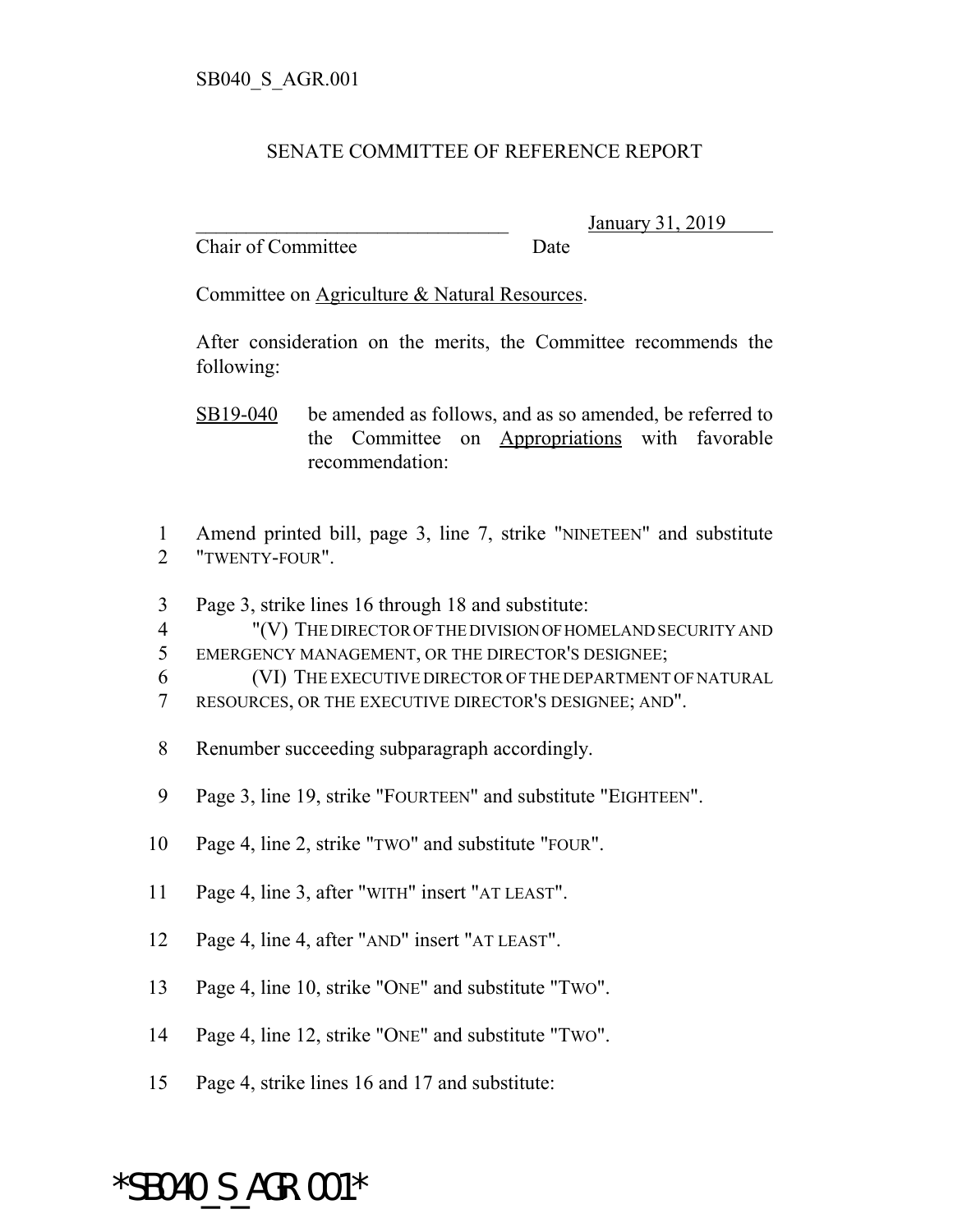SB040_S_AGR.001

SENATE COMMITTEE OF REFERENCE REPORT

________________________________ January 31, 2019
Chair of Committee Date

Committee on Agriculture & Natural Resources.

After consideration on the merits, the Committee recommends the following:

SB19-040 be amended as follows, and as so amended, be referred to the Committee on Appropriations with favorable recommendation:

1 Amend printed bill, page 3, line 7, strike "NINETEEN" and substitute
2 "TWENTY-FOUR".

3 Page 3, strike lines 16 through 18 and substitute:
4 "(V) THE DIRECTOR OF THE DIVISION OF HOMELAND SECURITY AND
5 EMERGENCY MANAGEMENT, OR THE DIRECTOR'S DESIGNEE;
6 (VI) THE EXECUTIVE DIRECTOR OF THE DEPARTMENT OF NATURAL
7 RESOURCES, OR THE EXECUTIVE DIRECTOR'S DESIGNEE; AND".

8 Renumber succeeding subparagraph accordingly.

9 Page 3, line 19, strike "FOURTEEN" and substitute "EIGHTEEN".

10 Page 4, line 2, strike "TWO" and substitute "FOUR".

11 Page 4, line 3, after "WITH" insert "AT LEAST".

12 Page 4, line 4, after "AND" insert "AT LEAST".

13 Page 4, line 10, strike "ONE" and substitute "TWO".

14 Page 4, line 12, strike "ONE" and substitute "TWO".

15 Page 4, strike lines 16 and 17 and substitute:

*SB040_S_AGR.001*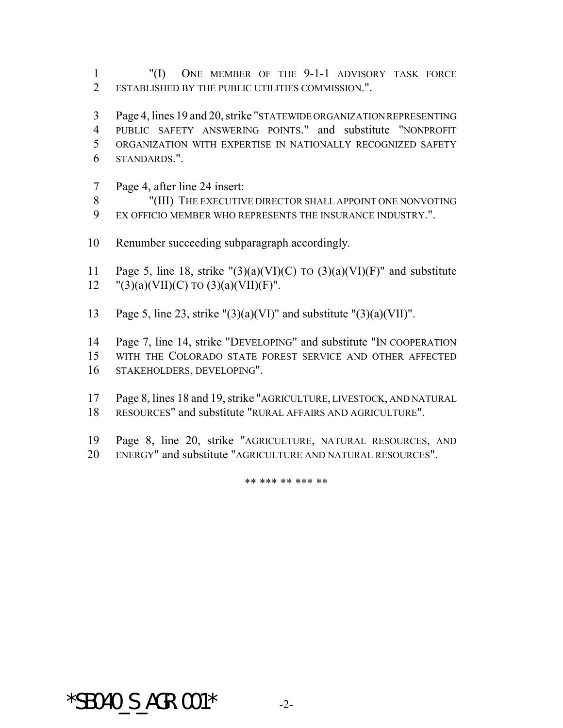"(I) ONE MEMBER OF THE 9-1-1 ADVISORY TASK FORCE ESTABLISHED BY THE PUBLIC UTILITIES COMMISSION.".

Page 4, lines 19 and 20, strike "STATEWIDE ORGANIZATION REPRESENTING PUBLIC SAFETY ANSWERING POINTS." and substitute "NONPROFIT ORGANIZATION WITH EXPERTISE IN NATIONALLY RECOGNIZED SAFETY STANDARDS.".

Page 4, after line 24 insert:

"(III) THE EXECUTIVE DIRECTOR SHALL APPOINT ONE NONVOTING EX OFFICIO MEMBER WHO REPRESENTS THE INSURANCE INDUSTRY.".

Renumber succeeding subparagraph accordingly.

Page 5, line 18, strike "(3)(a)(VI)(C) TO (3)(a)(VI)(F)" and substitute "(3)(a)(VII)(C) TO (3)(a)(VII)(F)".

Page 5, line 23, strike "(3)(a)(VI)" and substitute "(3)(a)(VII)".

Page 7, line 14, strike "DEVELOPING" and substitute "IN COOPERATION WITH THE COLORADO STATE FOREST SERVICE AND OTHER AFFECTED STAKEHOLDERS, DEVELOPING".

Page 8, lines 18 and 19, strike "AGRICULTURE, LIVESTOCK, AND NATURAL RESOURCES" and substitute "RURAL AFFAIRS AND AGRICULTURE".

Page 8, line 20, strike "AGRICULTURE, NATURAL RESOURCES, AND ENERGY" and substitute "AGRICULTURE AND NATURAL RESOURCES".

** *** ** *** **

*SB040_S_AGR.001*